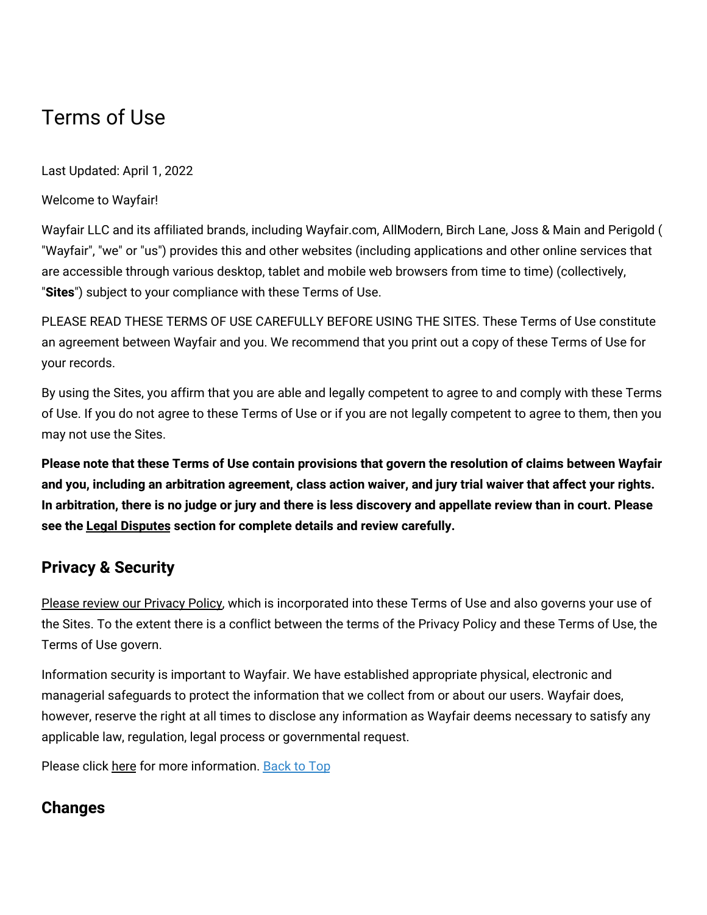# Terms of Use

Last Updated: April 1, 2022

Welcome to Wayfair!

Wayfair LLC and its affiliated brands, including Wayfair.com, AllModern, Birch Lane, Joss & Main and Perigold ( "Wayfair", "we" or "us") provides this and other websites (including applications and other online services that are accessible through various desktop, tablet and mobile web browsers from time to time) (collectively, "**Sites**") subject to your compliance with these Terms of Use.

PLEASE READ THESE TERMS OF USE CAREFULLY BEFORE USING THE SITES. These Terms of Use constitute an agreement between Wayfair and you. We recommend that you print out a copy of these Terms of Use for your records.

By using the Sites, you affirm that you are able and legally competent to agree to and comply with these Terms of Use. If you do not agree to these Terms of Use or if you are not legally competent to agree to them, then you may not use the Sites.

**Please note that these Terms of Use contain provisions that govern the resolution of claims between Wayfair and you, including an arbitration agreement, class action waiver, and jury trial waiver that affect your rights. In arbitration, there is no judge or jury and there is less discovery and appellate review than in court. Please see the Legal Disputes section for complete details and review carefully.**

## Privacy & Security

Please review our Privacy Policy, which is incorporated into these Terms of Use and also governs your use of the Sites. To the extent there is a conflict between the terms of the Privacy Policy and these Terms of Use, the Terms of Use govern.

Information security is important to Wayfair. We have established appropriate physical, electronic and managerial safeguards to protect the information that we collect from or about our users. Wayfair does, however, reserve the right at all times to disclose any information as Wayfair deems necessary to satisfy any applicable law, regulation, legal process or governmental request.

Please click here for more information. Back to Top

## Changes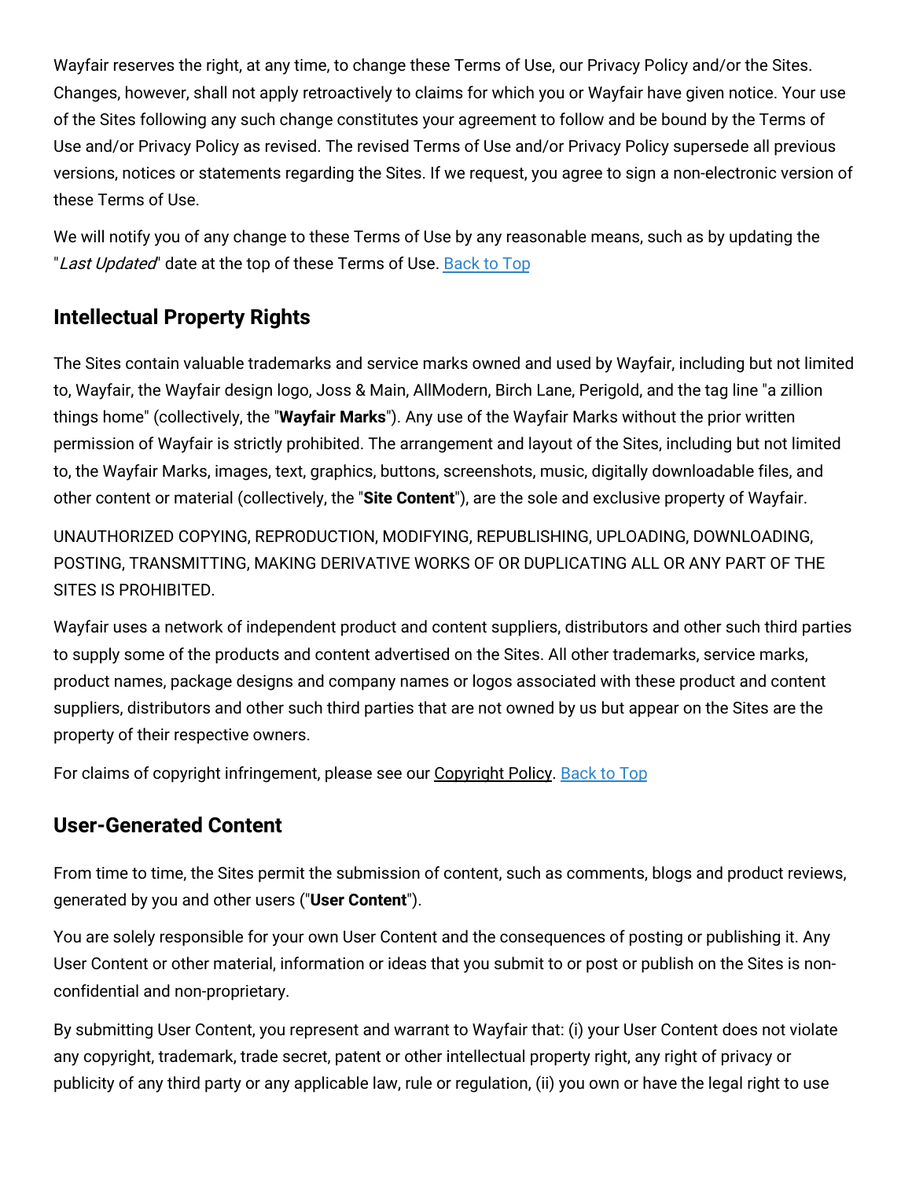Wayfair reserves the right, at any time, to change these Terms of Use, our Privacy Policy and/or the Sites. Changes, however, shall not apply retroactively to claims for which you or Wayfair have given notice. Your use of the Sites following any such change constitutes your agreement to follow and be bound by the Terms of Use and/or Privacy Policy as revised. The revised Terms of Use and/or Privacy Policy supersede all previous versions, notices or statements regarding the Sites. If we request, you agree to sign a non-electronic version of these Terms of Use.

We will notify you of any change to these Terms of Use by any reasonable means, such as by updating the "*Last Updated*" date at the top of these Terms of Use. Back to Top

## Intellectual Property Rights

The Sites contain valuable trademarks and service marks owned and used by Wayfair, including but not limited to, Wayfair, the Wayfair design logo, Joss & Main, AllModern, Birch Lane, Perigold, and the tag line "a zillion things home" (collectively, the "**Wayfair Marks**"). Any use of the Wayfair Marks without the prior written permission of Wayfair is strictly prohibited. The arrangement and layout of the Sites, including but not limited to, the Wayfair Marks, images, text, graphics, buttons, screenshots, music, digitally downloadable files, and other content or material (collectively, the "**Site Content**"), are the sole and exclusive property of Wayfair.

UNAUTHORIZED COPYING, REPRODUCTION, MODIFYING, REPUBLISHING, UPLOADING, DOWNLOADING, POSTING, TRANSMITTING, MAKING DERIVATIVE WORKS OF OR DUPLICATING ALL OR ANY PART OF THE SITES IS PROHIBITED.

Wayfair uses a network of independent product and content suppliers, distributors and other such third parties to supply some of the products and content advertised on the Sites. All other trademarks, service marks, product names, package designs and company names or logos associated with these product and content suppliers, distributors and other such third parties that are not owned by us but appear on the Sites are the property of their respective owners.

For claims of copyright infringement, please see our Copyright Policy. Back to Top

## User-Generated Content

From time to time, the Sites permit the submission of content, such as comments, blogs and product reviews, generated by you and other users ("**User Content**").

You are solely responsible for your own User Content and the consequences of posting or publishing it. Any User Content or other material, information or ideas that you submit to or post or publish on the Sites is non-confidential and non-proprietary.

By submitting User Content, you represent and warrant to Wayfair that: (i) your User Content does not violate any copyright, trademark, trade secret, patent or other intellectual property right, any right of privacy or publicity of any third party or any applicable law, rule or regulation, (ii) you own or have the legal right to use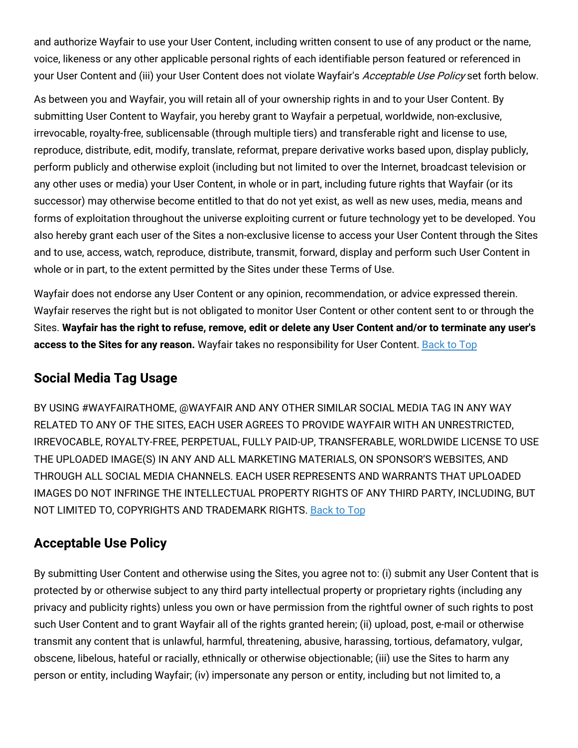and authorize Wayfair to use your User Content, including written consent to use of any product or the name, voice, likeness or any other applicable personal rights of each identifiable person featured or referenced in your User Content and (iii) your User Content does not violate Wayfair's *Acceptable Use Policy* set forth below.

As between you and Wayfair, you will retain all of your ownership rights in and to your User Content. By submitting User Content to Wayfair, you hereby grant to Wayfair a perpetual, worldwide, non-exclusive, irrevocable, royalty-free, sublicensable (through multiple tiers) and transferable right and license to use, reproduce, distribute, edit, modify, translate, reformat, prepare derivative works based upon, display publicly, perform publicly and otherwise exploit (including but not limited to over the Internet, broadcast television or any other uses or media) your User Content, in whole or in part, including future rights that Wayfair (or its successor) may otherwise become entitled to that do not yet exist, as well as new uses, media, means and forms of exploitation throughout the universe exploiting current or future technology yet to be developed. You also hereby grant each user of the Sites a non-exclusive license to access your User Content through the Sites and to use, access, watch, reproduce, distribute, transmit, forward, display and perform such User Content in whole or in part, to the extent permitted by the Sites under these Terms of Use.

Wayfair does not endorse any User Content or any opinion, recommendation, or advice expressed therein. Wayfair reserves the right but is not obligated to monitor User Content or other content sent to or through the Sites. **Wayfair has the right to refuse, remove, edit or delete any User Content and/or to terminate any user's access to the Sites for any reason.** Wayfair takes no responsibility for User Content. Back to Top

## Social Media Tag Usage

BY USING #WAYFAIRATHOME, @WAYFAIR AND ANY OTHER SIMILAR SOCIAL MEDIA TAG IN ANY WAY RELATED TO ANY OF THE SITES, EACH USER AGREES TO PROVIDE WAYFAIR WITH AN UNRESTRICTED, IRREVOCABLE, ROYALTY-FREE, PERPETUAL, FULLY PAID-UP, TRANSFERABLE, WORLDWIDE LICENSE TO USE THE UPLOADED IMAGE(S) IN ANY AND ALL MARKETING MATERIALS, ON SPONSOR'S WEBSITES, AND THROUGH ALL SOCIAL MEDIA CHANNELS. EACH USER REPRESENTS AND WARRANTS THAT UPLOADED IMAGES DO NOT INFRINGE THE INTELLECTUAL PROPERTY RIGHTS OF ANY THIRD PARTY, INCLUDING, BUT NOT LIMITED TO, COPYRIGHTS AND TRADEMARK RIGHTS. Back to Top

## Acceptable Use Policy

By submitting User Content and otherwise using the Sites, you agree not to: (i) submit any User Content that is protected by or otherwise subject to any third party intellectual property or proprietary rights (including any privacy and publicity rights) unless you own or have permission from the rightful owner of such rights to post such User Content and to grant Wayfair all of the rights granted herein; (ii) upload, post, e-mail or otherwise transmit any content that is unlawful, harmful, threatening, abusive, harassing, tortious, defamatory, vulgar, obscene, libelous, hateful or racially, ethnically or otherwise objectionable; (iii) use the Sites to harm any person or entity, including Wayfair; (iv) impersonate any person or entity, including but not limited to, a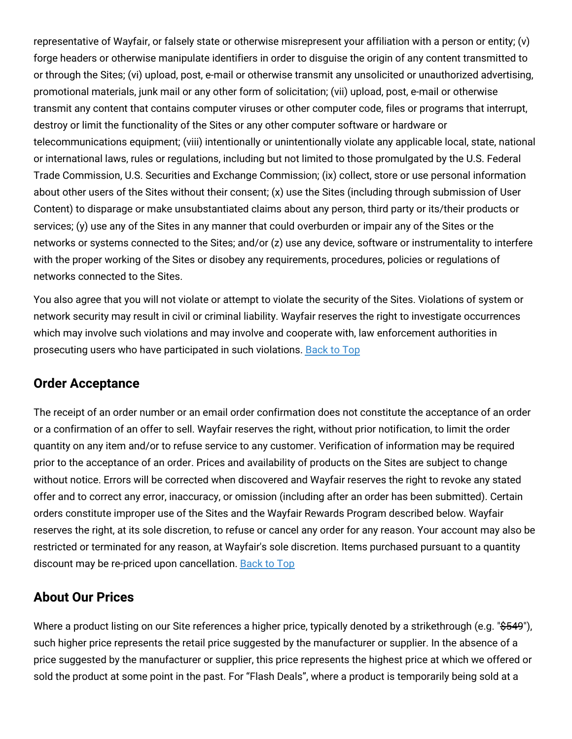representative of Wayfair, or falsely state or otherwise misrepresent your affiliation with a person or entity; (v) forge headers or otherwise manipulate identifiers in order to disguise the origin of any content transmitted to or through the Sites; (vi) upload, post, e-mail or otherwise transmit any unsolicited or unauthorized advertising, promotional materials, junk mail or any other form of solicitation; (vii) upload, post, e-mail or otherwise transmit any content that contains computer viruses or other computer code, files or programs that interrupt, destroy or limit the functionality of the Sites or any other computer software or hardware or telecommunications equipment; (viii) intentionally or unintentionally violate any applicable local, state, national or international laws, rules or regulations, including but not limited to those promulgated by the U.S. Federal Trade Commission, U.S. Securities and Exchange Commission; (ix) collect, store or use personal information about other users of the Sites without their consent; (x) use the Sites (including through submission of User Content) to disparage or make unsubstantiated claims about any person, third party or its/their products or services; (y) use any of the Sites in any manner that could overburden or impair any of the Sites or the networks or systems connected to the Sites; and/or (z) use any device, software or instrumentality to interfere with the proper working of the Sites or disobey any requirements, procedures, policies or regulations of networks connected to the Sites.

You also agree that you will not violate or attempt to violate the security of the Sites. Violations of system or network security may result in civil or criminal liability. Wayfair reserves the right to investigate occurrences which may involve such violations and may involve and cooperate with, law enforcement authorities in prosecuting users who have participated in such violations. Back to Top

## Order Acceptance

The receipt of an order number or an email order confirmation does not constitute the acceptance of an order or a confirmation of an offer to sell. Wayfair reserves the right, without prior notification, to limit the order quantity on any item and/or to refuse service to any customer. Verification of information may be required prior to the acceptance of an order. Prices and availability of products on the Sites are subject to change without notice. Errors will be corrected when discovered and Wayfair reserves the right to revoke any stated offer and to correct any error, inaccuracy, or omission (including after an order has been submitted). Certain orders constitute improper use of the Sites and the Wayfair Rewards Program described below. Wayfair reserves the right, at its sole discretion, to refuse or cancel any order for any reason. Your account may also be restricted or terminated for any reason, at Wayfair's sole discretion. Items purchased pursuant to a quantity discount may be re-priced upon cancellation. Back to Top

## About Our Prices

Where a product listing on our Site references a higher price, typically denoted by a strikethrough (e.g. "~~$549~~"), such higher price represents the retail price suggested by the manufacturer or supplier. In the absence of a price suggested by the manufacturer or supplier, this price represents the highest price at which we offered or sold the product at some point in the past. For "Flash Deals", where a product is temporarily being sold at a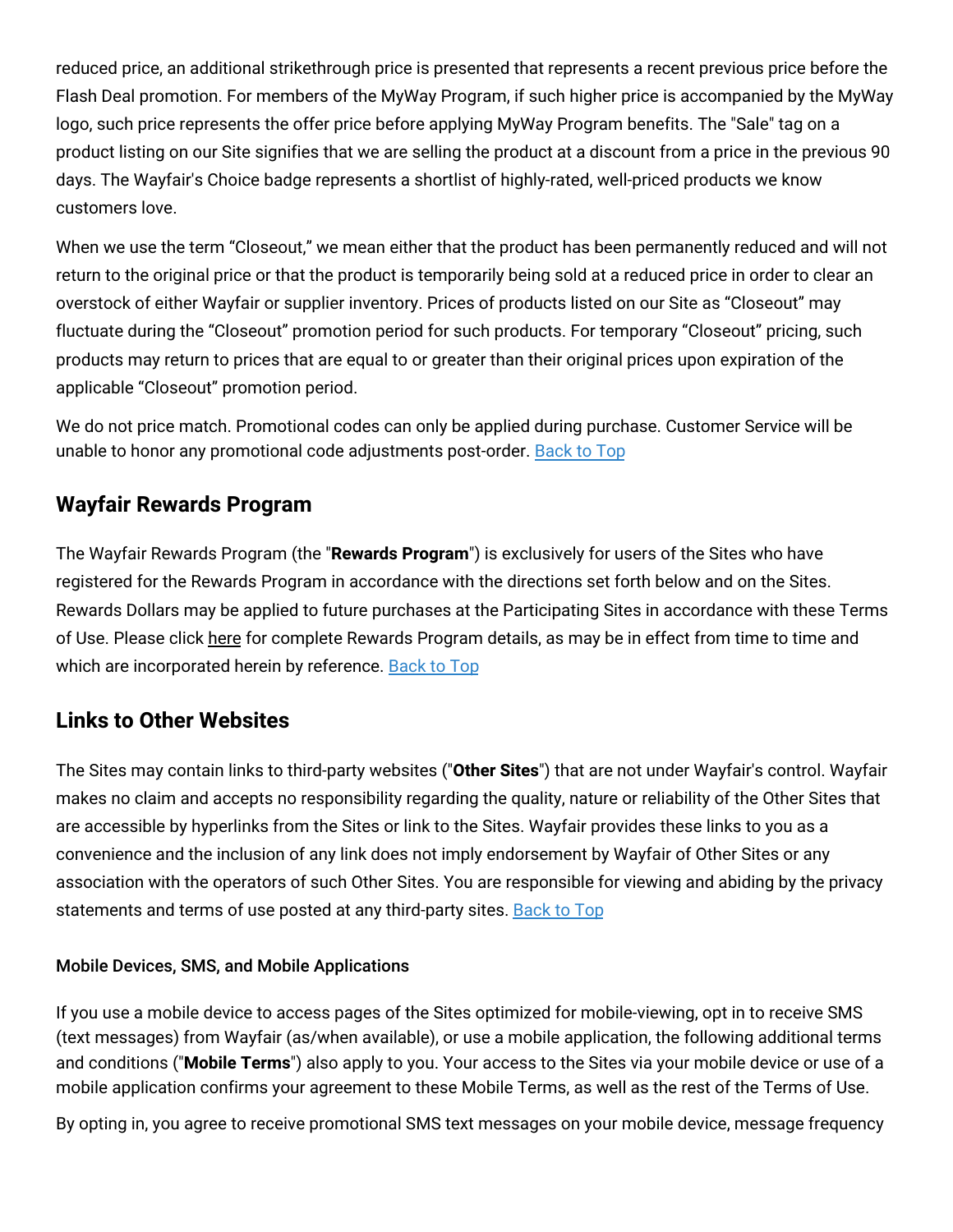reduced price, an additional strikethrough price is presented that represents a recent previous price before the Flash Deal promotion. For members of the MyWay Program, if such higher price is accompanied by the MyWay logo, such price represents the offer price before applying MyWay Program benefits. The "Sale" tag on a product listing on our Site signifies that we are selling the product at a discount from a price in the previous 90 days. The Wayfair's Choice badge represents a shortlist of highly-rated, well-priced products we know customers love.

When we use the term “Closeout,” we mean either that the product has been permanently reduced and will not return to the original price or that the product is temporarily being sold at a reduced price in order to clear an overstock of either Wayfair or supplier inventory. Prices of products listed on our Site as “Closeout” may fluctuate during the “Closeout” promotion period for such products. For temporary “Closeout” pricing, such products may return to prices that are equal to or greater than their original prices upon expiration of the applicable “Closeout” promotion period.

We do not price match. Promotional codes can only be applied during purchase. Customer Service will be unable to honor any promotional code adjustments post-order. Back to Top

## Wayfair Rewards Program

The Wayfair Rewards Program (the "**Rewards Program**") is exclusively for users of the Sites who have registered for the Rewards Program in accordance with the directions set forth below and on the Sites. Rewards Dollars may be applied to future purchases at the Participating Sites in accordance with these Terms of Use. Please click here for complete Rewards Program details, as may be in effect from time to time and which are incorporated herein by reference. Back to Top

## Links to Other Websites

The Sites may contain links to third-party websites ("**Other Sites**") that are not under Wayfair's control. Wayfair makes no claim and accepts no responsibility regarding the quality, nature or reliability of the Other Sites that are accessible by hyperlinks from the Sites or link to the Sites. Wayfair provides these links to you as a convenience and the inclusion of any link does not imply endorsement by Wayfair of Other Sites or any association with the operators of such Other Sites. You are responsible for viewing and abiding by the privacy statements and terms of use posted at any third-party sites. Back to Top

### Mobile Devices, SMS, and Mobile Applications

If you use a mobile device to access pages of the Sites optimized for mobile-viewing, opt in to receive SMS (text messages) from Wayfair (as/when available), or use a mobile application, the following additional terms and conditions ("**Mobile Terms**") also apply to you. Your access to the Sites via your mobile device or use of a mobile application confirms your agreement to these Mobile Terms, as well as the rest of the Terms of Use.

By opting in, you agree to receive promotional SMS text messages on your mobile device, message frequency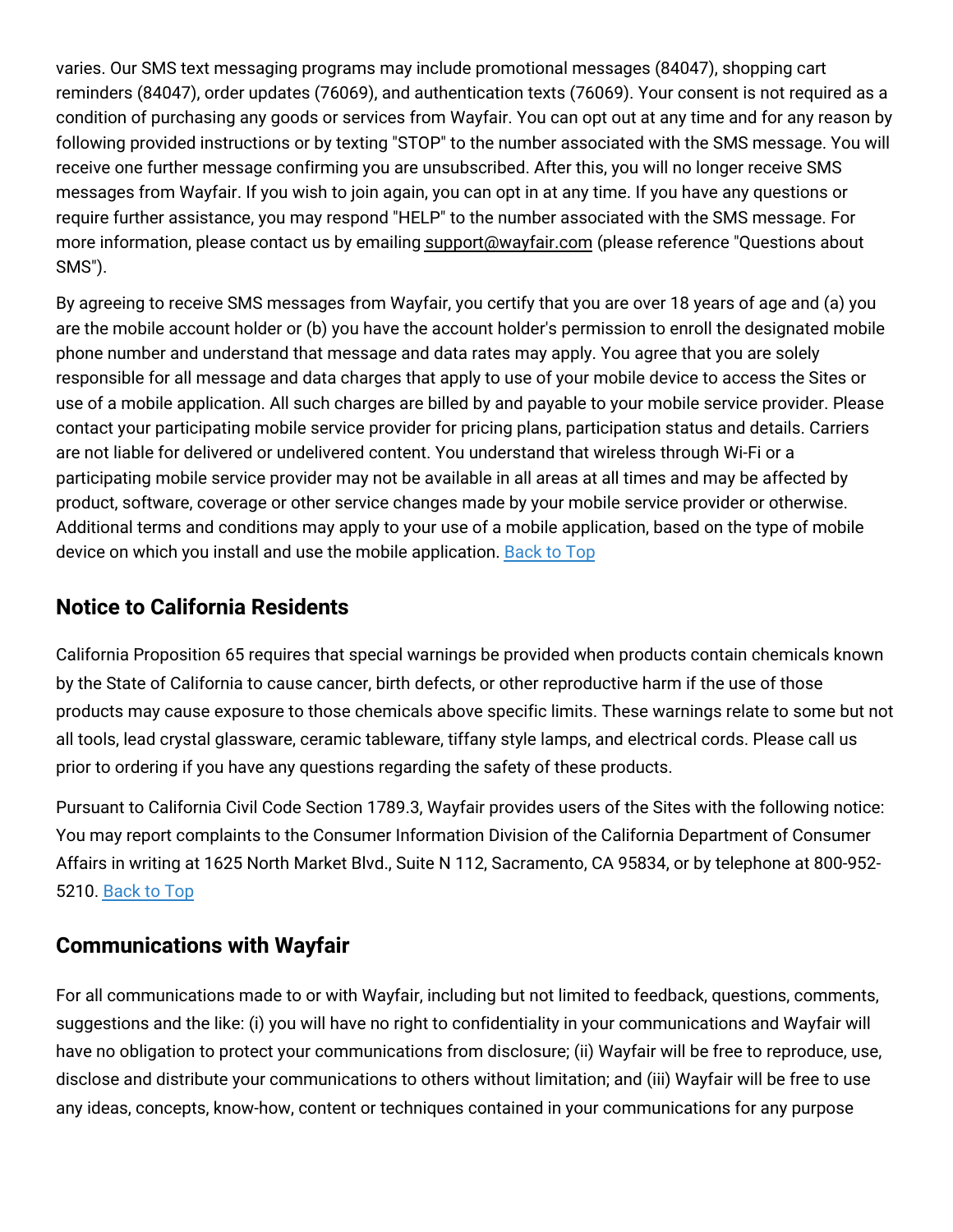varies. Our SMS text messaging programs may include promotional messages (84047), shopping cart reminders (84047), order updates (76069), and authentication texts (76069). Your consent is not required as a condition of purchasing any goods or services from Wayfair. You can opt out at any time and for any reason by following provided instructions or by texting "STOP" to the number associated with the SMS message. You will receive one further message confirming you are unsubscribed. After this, you will no longer receive SMS messages from Wayfair. If you wish to join again, you can opt in at any time. If you have any questions or require further assistance, you may respond "HELP" to the number associated with the SMS message. For more information, please contact us by emailing support@wayfair.com (please reference "Questions about SMS").

By agreeing to receive SMS messages from Wayfair, you certify that you are over 18 years of age and (a) you are the mobile account holder or (b) you have the account holder's permission to enroll the designated mobile phone number and understand that message and data rates may apply. You agree that you are solely responsible for all message and data charges that apply to use of your mobile device to access the Sites or use of a mobile application. All such charges are billed by and payable to your mobile service provider. Please contact your participating mobile service provider for pricing plans, participation status and details. Carriers are not liable for delivered or undelivered content. You understand that wireless through Wi-Fi or a participating mobile service provider may not be available in all areas at all times and may be affected by product, software, coverage or other service changes made by your mobile service provider or otherwise. Additional terms and conditions may apply to your use of a mobile application, based on the type of mobile device on which you install and use the mobile application. Back to Top

## Notice to California Residents

California Proposition 65 requires that special warnings be provided when products contain chemicals known by the State of California to cause cancer, birth defects, or other reproductive harm if the use of those products may cause exposure to those chemicals above specific limits. These warnings relate to some but not all tools, lead crystal glassware, ceramic tableware, tiffany style lamps, and electrical cords. Please call us prior to ordering if you have any questions regarding the safety of these products.

Pursuant to California Civil Code Section 1789.3, Wayfair provides users of the Sites with the following notice: You may report complaints to the Consumer Information Division of the California Department of Consumer Affairs in writing at 1625 North Market Blvd., Suite N 112, Sacramento, CA 95834, or by telephone at 800-952-5210. Back to Top

## Communications with Wayfair

For all communications made to or with Wayfair, including but not limited to feedback, questions, comments, suggestions and the like: (i) you will have no right to confidentiality in your communications and Wayfair will have no obligation to protect your communications from disclosure; (ii) Wayfair will be free to reproduce, use, disclose and distribute your communications to others without limitation; and (iii) Wayfair will be free to use any ideas, concepts, know-how, content or techniques contained in your communications for any purpose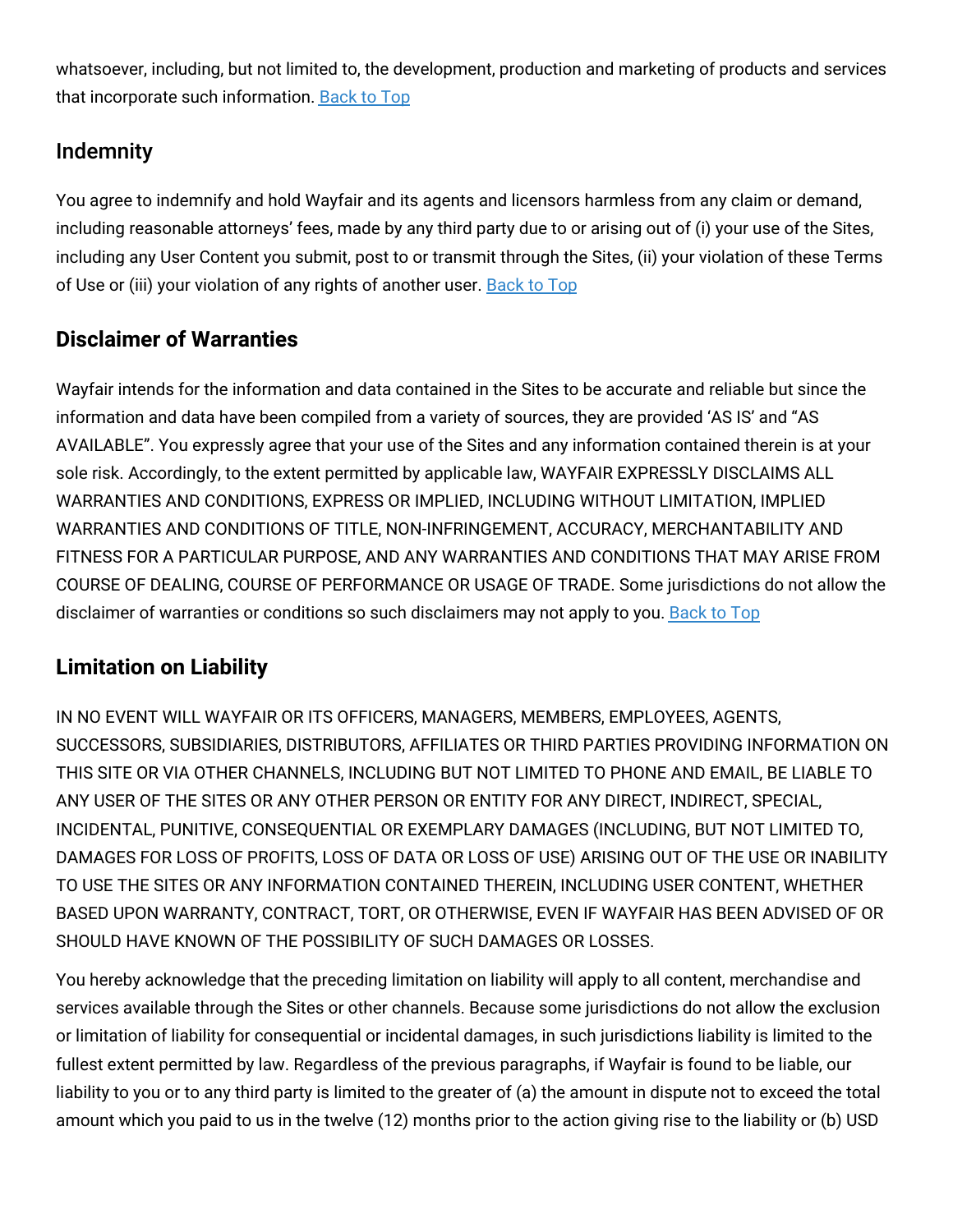whatsoever, including, but not limited to, the development, production and marketing of products and services that incorporate such information. [Back to Top](#)

## Indemnity

You agree to indemnify and hold Wayfair and its agents and licensors harmless from any claim or demand, including reasonable attorneys' fees, made by any third party due to or arising out of (i) your use of the Sites, including any User Content you submit, post to or transmit through the Sites, (ii) your violation of these Terms of Use or (iii) your violation of any rights of another user. [Back to Top](#)

## **Disclaimer of Warranties**

Wayfair intends for the information and data contained in the Sites to be accurate and reliable but since the information and data have been compiled from a variety of sources, they are provided 'AS IS' and "AS AVAILABLE". You expressly agree that your use of the Sites and any information contained therein is at your sole risk. Accordingly, to the extent permitted by applicable law, WAYFAIR EXPRESSLY DISCLAIMS ALL WARRANTIES AND CONDITIONS, EXPRESS OR IMPLIED, INCLUDING WITHOUT LIMITATION, IMPLIED WARRANTIES AND CONDITIONS OF TITLE, NON-INFRINGEMENT, ACCURACY, MERCHANTABILITY AND FITNESS FOR A PARTICULAR PURPOSE, AND ANY WARRANTIES AND CONDITIONS THAT MAY ARISE FROM COURSE OF DEALING, COURSE OF PERFORMANCE OR USAGE OF TRADE. Some jurisdictions do not allow the disclaimer of warranties or conditions so such disclaimers may not apply to you. [Back to Top](#)

## **Limitation on Liability**

IN NO EVENT WILL WAYFAIR OR ITS OFFICERS, MANAGERS, MEMBERS, EMPLOYEES, AGENTS, SUCCESSORS, SUBSIDIARIES, DISTRIBUTORS, AFFILIATES OR THIRD PARTIES PROVIDING INFORMATION ON THIS SITE OR VIA OTHER CHANNELS, INCLUDING BUT NOT LIMITED TO PHONE AND EMAIL, BE LIABLE TO ANY USER OF THE SITES OR ANY OTHER PERSON OR ENTITY FOR ANY DIRECT, INDIRECT, SPECIAL, INCIDENTAL, PUNITIVE, CONSEQUENTIAL OR EXEMPLARY DAMAGES (INCLUDING, BUT NOT LIMITED TO, DAMAGES FOR LOSS OF PROFITS, LOSS OF DATA OR LOSS OF USE) ARISING OUT OF THE USE OR INABILITY TO USE THE SITES OR ANY INFORMATION CONTAINED THEREIN, INCLUDING USER CONTENT, WHETHER BASED UPON WARRANTY, CONTRACT, TORT, OR OTHERWISE, EVEN IF WAYFAIR HAS BEEN ADVISED OF OR SHOULD HAVE KNOWN OF THE POSSIBILITY OF SUCH DAMAGES OR LOSSES.

You hereby acknowledge that the preceding limitation on liability will apply to all content, merchandise and services available through the Sites or other channels. Because some jurisdictions do not allow the exclusion or limitation of liability for consequential or incidental damages, in such jurisdictions liability is limited to the fullest extent permitted by law. Regardless of the previous paragraphs, if Wayfair is found to be liable, our liability to you or to any third party is limited to the greater of (a) the amount in dispute not to exceed the total amount which you paid to us in the twelve (12) months prior to the action giving rise to the liability or (b) USD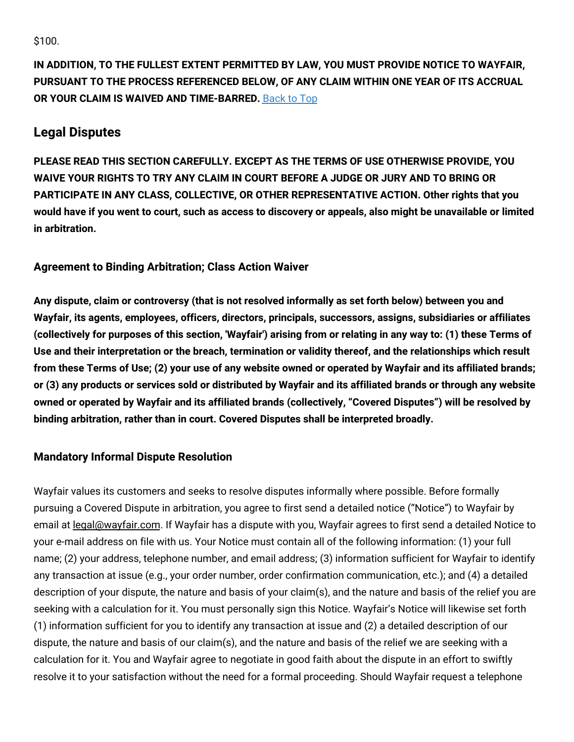$100.

**IN ADDITION, TO THE FULLEST EXTENT PERMITTED BY LAW, YOU MUST PROVIDE NOTICE TO WAYFAIR, PURSUANT TO THE PROCESS REFERENCED BELOW, OF ANY CLAIM WITHIN ONE YEAR OF ITS ACCRUAL OR YOUR CLAIM IS WAIVED AND TIME-BARRED.** Back to Top

## Legal Disputes

**PLEASE READ THIS SECTION CAREFULLY. EXCEPT AS THE TERMS OF USE OTHERWISE PROVIDE, YOU WAIVE YOUR RIGHTS TO TRY ANY CLAIM IN COURT BEFORE A JUDGE OR JURY AND TO BRING OR PARTICIPATE IN ANY CLASS, COLLECTIVE, OR OTHER REPRESENTATIVE ACTION. Other rights that you would have if you went to court, such as access to discovery or appeals, also might be unavailable or limited in arbitration.**

### Agreement to Binding Arbitration; Class Action Waiver

**Any dispute, claim or controversy (that is not resolved informally as set forth below) between you and Wayfair, its agents, employees, officers, directors, principals, successors, assigns, subsidiaries or affiliates (collectively for purposes of this section, 'Wayfair') arising from or relating in any way to: (1) these Terms of Use and their interpretation or the breach, termination or validity thereof, and the relationships which result from these Terms of Use; (2) your use of any website owned or operated by Wayfair and its affiliated brands; or (3) any products or services sold or distributed by Wayfair and its affiliated brands or through any website owned or operated by Wayfair and its affiliated brands (collectively, "Covered Disputes") will be resolved by binding arbitration, rather than in court. Covered Disputes shall be interpreted broadly.**

### Mandatory Informal Dispute Resolution

Wayfair values its customers and seeks to resolve disputes informally where possible. Before formally pursuing a Covered Dispute in arbitration, you agree to first send a detailed notice ("Notice") to Wayfair by email at legal@wayfair.com. If Wayfair has a dispute with you, Wayfair agrees to first send a detailed Notice to your e-mail address on file with us. Your Notice must contain all of the following information: (1) your full name; (2) your address, telephone number, and email address; (3) information sufficient for Wayfair to identify any transaction at issue (e.g., your order number, order confirmation communication, etc.); and (4) a detailed description of your dispute, the nature and basis of your claim(s), and the nature and basis of the relief you are seeking with a calculation for it. You must personally sign this Notice. Wayfair's Notice will likewise set forth (1) information sufficient for you to identify any transaction at issue and (2) a detailed description of our dispute, the nature and basis of our claim(s), and the nature and basis of the relief we are seeking with a calculation for it. You and Wayfair agree to negotiate in good faith about the dispute in an effort to swiftly resolve it to your satisfaction without the need for a formal proceeding. Should Wayfair request a telephone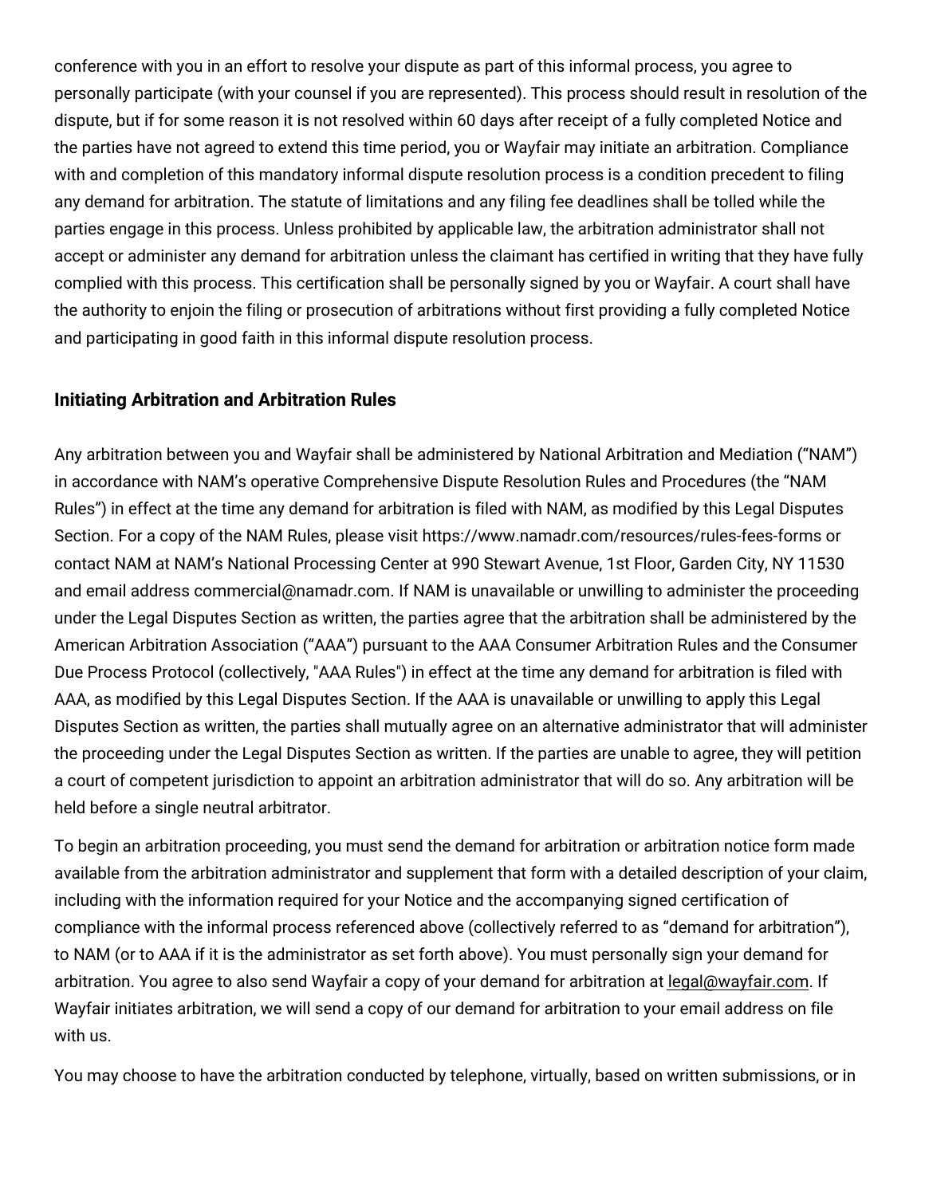conference with you in an effort to resolve your dispute as part of this informal process, you agree to personally participate (with your counsel if you are represented). This process should result in resolution of the dispute, but if for some reason it is not resolved within 60 days after receipt of a fully completed Notice and the parties have not agreed to extend this time period, you or Wayfair may initiate an arbitration. Compliance with and completion of this mandatory informal dispute resolution process is a condition precedent to filing any demand for arbitration. The statute of limitations and any filing fee deadlines shall be tolled while the parties engage in this process. Unless prohibited by applicable law, the arbitration administrator shall not accept or administer any demand for arbitration unless the claimant has certified in writing that they have fully complied with this process. This certification shall be personally signed by you or Wayfair. A court shall have the authority to enjoin the filing or prosecution of arbitrations without first providing a fully completed Notice and participating in good faith in this informal dispute resolution process.

### Initiating Arbitration and Arbitration Rules

Any arbitration between you and Wayfair shall be administered by National Arbitration and Mediation ("NAM") in accordance with NAM's operative Comprehensive Dispute Resolution Rules and Procedures (the "NAM Rules") in effect at the time any demand for arbitration is filed with NAM, as modified by this Legal Disputes Section. For a copy of the NAM Rules, please visit https://www.namadr.com/resources/rules-fees-forms or contact NAM at NAM's National Processing Center at 990 Stewart Avenue, 1st Floor, Garden City, NY 11530 and email address commercial@namadr.com. If NAM is unavailable or unwilling to administer the proceeding under the Legal Disputes Section as written, the parties agree that the arbitration shall be administered by the American Arbitration Association ("AAA") pursuant to the AAA Consumer Arbitration Rules and the Consumer Due Process Protocol (collectively, "AAA Rules") in effect at the time any demand for arbitration is filed with AAA, as modified by this Legal Disputes Section. If the AAA is unavailable or unwilling to apply this Legal Disputes Section as written, the parties shall mutually agree on an alternative administrator that will administer the proceeding under the Legal Disputes Section as written. If the parties are unable to agree, they will petition a court of competent jurisdiction to appoint an arbitration administrator that will do so. Any arbitration will be held before a single neutral arbitrator.

To begin an arbitration proceeding, you must send the demand for arbitration or arbitration notice form made available from the arbitration administrator and supplement that form with a detailed description of your claim, including with the information required for your Notice and the accompanying signed certification of compliance with the informal process referenced above (collectively referred to as "demand for arbitration"), to NAM (or to AAA if it is the administrator as set forth above). You must personally sign your demand for arbitration. You agree to also send Wayfair a copy of your demand for arbitration at legal@wayfair.com. If Wayfair initiates arbitration, we will send a copy of our demand for arbitration to your email address on file with us.

You may choose to have the arbitration conducted by telephone, virtually, based on written submissions, or in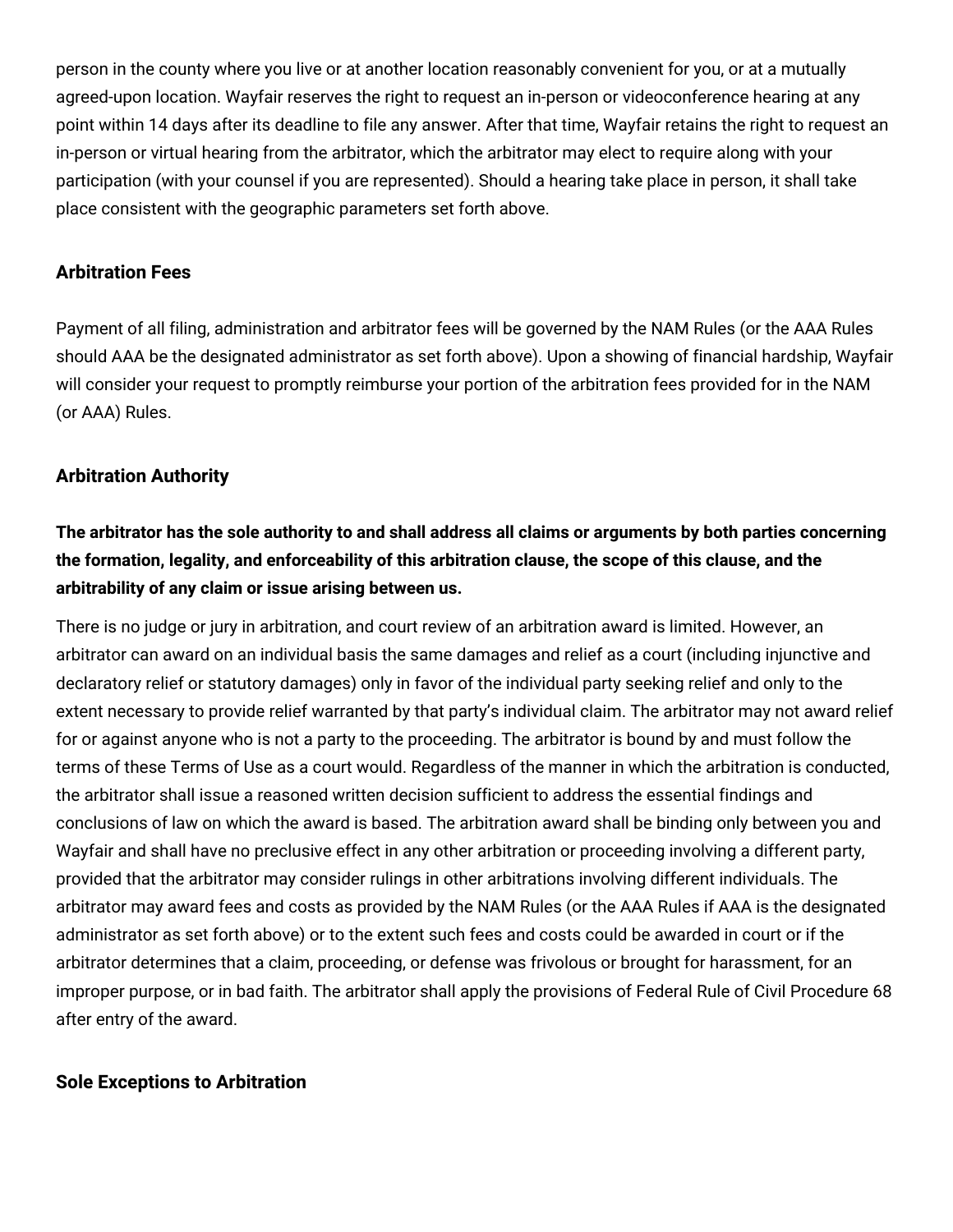person in the county where you live or at another location reasonably convenient for you, or at a mutually agreed-upon location. Wayfair reserves the right to request an in-person or videoconference hearing at any point within 14 days after its deadline to file any answer. After that time, Wayfair retains the right to request an in-person or virtual hearing from the arbitrator, which the arbitrator may elect to require along with your participation (with your counsel if you are represented). Should a hearing take place in person, it shall take place consistent with the geographic parameters set forth above.

### Arbitration Fees

Payment of all filing, administration and arbitrator fees will be governed by the NAM Rules (or the AAA Rules should AAA be the designated administrator as set forth above). Upon a showing of financial hardship, Wayfair will consider your request to promptly reimburse your portion of the arbitration fees provided for in the NAM (or AAA) Rules.

### Arbitration Authority

**The arbitrator has the sole authority to and shall address all claims or arguments by both parties concerning the formation, legality, and enforceability of this arbitration clause, the scope of this clause, and the arbitrability of any claim or issue arising between us.**

There is no judge or jury in arbitration, and court review of an arbitration award is limited. However, an arbitrator can award on an individual basis the same damages and relief as a court (including injunctive and declaratory relief or statutory damages) only in favor of the individual party seeking relief and only to the extent necessary to provide relief warranted by that party's individual claim. The arbitrator may not award relief for or against anyone who is not a party to the proceeding. The arbitrator is bound by and must follow the terms of these Terms of Use as a court would. Regardless of the manner in which the arbitration is conducted, the arbitrator shall issue a reasoned written decision sufficient to address the essential findings and conclusions of law on which the award is based. The arbitration award shall be binding only between you and Wayfair and shall have no preclusive effect in any other arbitration or proceeding involving a different party, provided that the arbitrator may consider rulings in other arbitrations involving different individuals. The arbitrator may award fees and costs as provided by the NAM Rules (or the AAA Rules if AAA is the designated administrator as set forth above) or to the extent such fees and costs could be awarded in court or if the arbitrator determines that a claim, proceeding, or defense was frivolous or brought for harassment, for an improper purpose, or in bad faith. The arbitrator shall apply the provisions of Federal Rule of Civil Procedure 68 after entry of the award.

### Sole Exceptions to Arbitration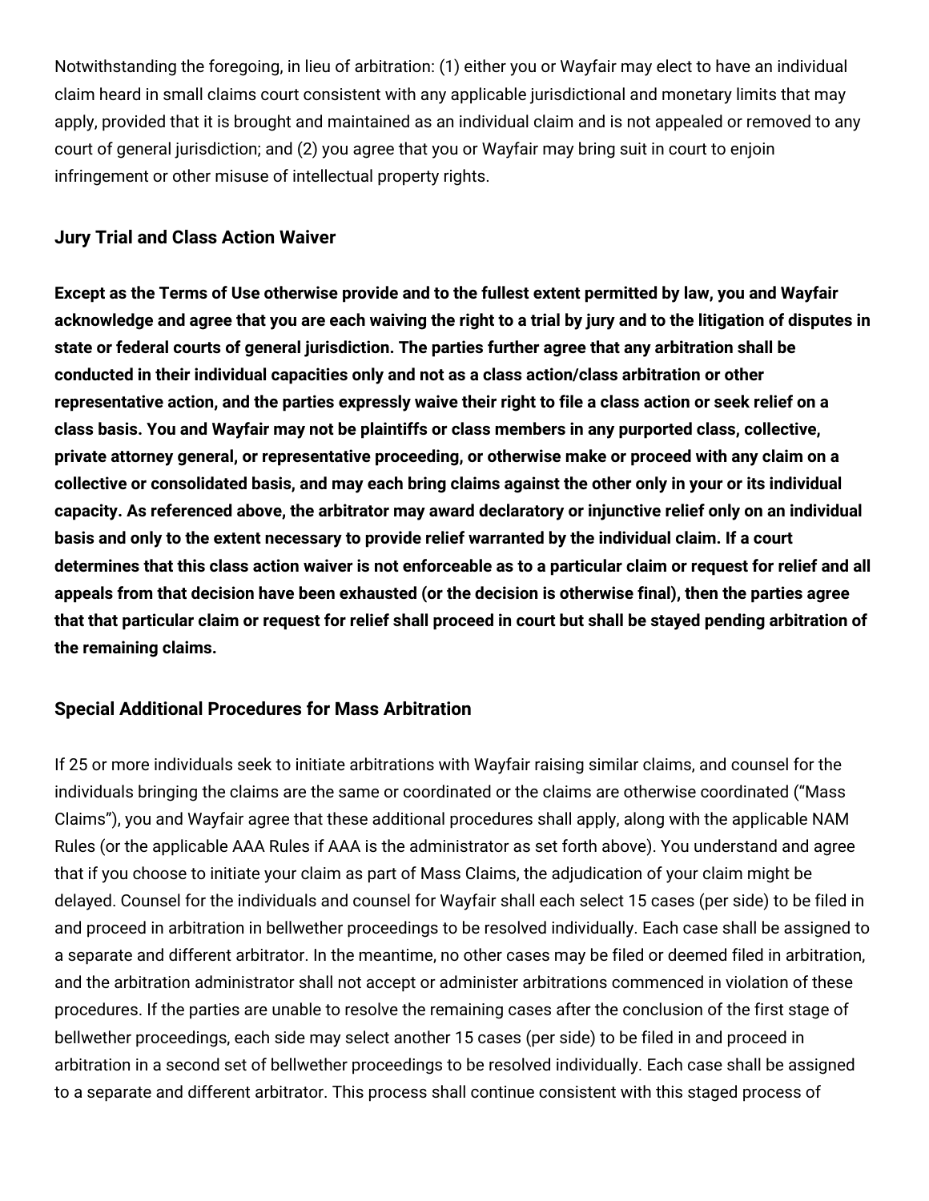Notwithstanding the foregoing, in lieu of arbitration: (1) either you or Wayfair may elect to have an individual claim heard in small claims court consistent with any applicable jurisdictional and monetary limits that may apply, provided that it is brought and maintained as an individual claim and is not appealed or removed to any court of general jurisdiction; and (2) you agree that you or Wayfair may bring suit in court to enjoin infringement or other misuse of intellectual property rights.

### Jury Trial and Class Action Waiver

**Except as the Terms of Use otherwise provide and to the fullest extent permitted by law, you and Wayfair acknowledge and agree that you are each waiving the right to a trial by jury and to the litigation of disputes in state or federal courts of general jurisdiction. The parties further agree that any arbitration shall be conducted in their individual capacities only and not as a class action/class arbitration or other representative action, and the parties expressly waive their right to file a class action or seek relief on a class basis. You and Wayfair may not be plaintiffs or class members in any purported class, collective, private attorney general, or representative proceeding, or otherwise make or proceed with any claim on a collective or consolidated basis, and may each bring claims against the other only in your or its individual capacity. As referenced above, the arbitrator may award declaratory or injunctive relief only on an individual basis and only to the extent necessary to provide relief warranted by the individual claim. If a court determines that this class action waiver is not enforceable as to a particular claim or request for relief and all appeals from that decision have been exhausted (or the decision is otherwise final), then the parties agree that that particular claim or request for relief shall proceed in court but shall be stayed pending arbitration of the remaining claims.**

### Special Additional Procedures for Mass Arbitration

If 25 or more individuals seek to initiate arbitrations with Wayfair raising similar claims, and counsel for the individuals bringing the claims are the same or coordinated or the claims are otherwise coordinated ("Mass Claims"), you and Wayfair agree that these additional procedures shall apply, along with the applicable NAM Rules (or the applicable AAA Rules if AAA is the administrator as set forth above). You understand and agree that if you choose to initiate your claim as part of Mass Claims, the adjudication of your claim might be delayed. Counsel for the individuals and counsel for Wayfair shall each select 15 cases (per side) to be filed in and proceed in arbitration in bellwether proceedings to be resolved individually. Each case shall be assigned to a separate and different arbitrator. In the meantime, no other cases may be filed or deemed filed in arbitration, and the arbitration administrator shall not accept or administer arbitrations commenced in violation of these procedures. If the parties are unable to resolve the remaining cases after the conclusion of the first stage of bellwether proceedings, each side may select another 15 cases (per side) to be filed in and proceed in arbitration in a second set of bellwether proceedings to be resolved individually. Each case shall be assigned to a separate and different arbitrator. This process shall continue consistent with this staged process of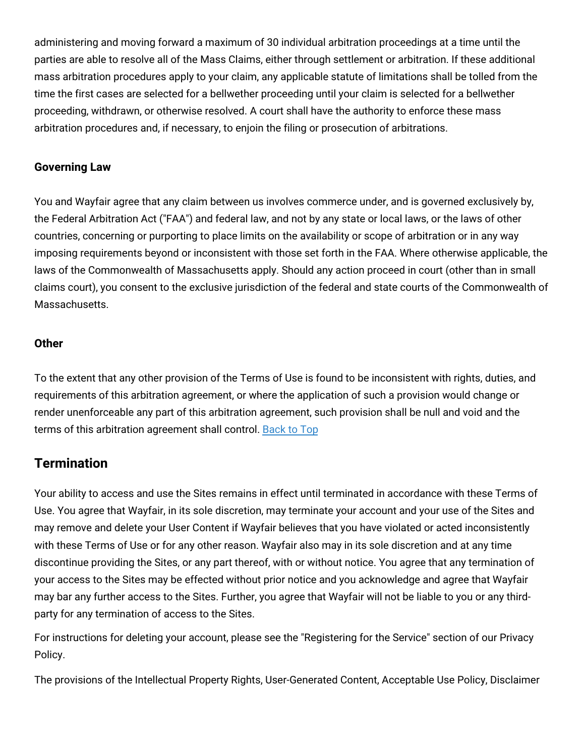administering and moving forward a maximum of 30 individual arbitration proceedings at a time until the parties are able to resolve all of the Mass Claims, either through settlement or arbitration. If these additional mass arbitration procedures apply to your claim, any applicable statute of limitations shall be tolled from the time the first cases are selected for a bellwether proceeding until your claim is selected for a bellwether proceeding, withdrawn, or otherwise resolved. A court shall have the authority to enforce these mass arbitration procedures and, if necessary, to enjoin the filing or prosecution of arbitrations.

**Governing Law**

You and Wayfair agree that any claim between us involves commerce under, and is governed exclusively by, the Federal Arbitration Act ("FAA") and federal law, and not by any state or local laws, or the laws of other countries, concerning or purporting to place limits on the availability or scope of arbitration or in any way imposing requirements beyond or inconsistent with those set forth in the FAA. Where otherwise applicable, the laws of the Commonwealth of Massachusetts apply. Should any action proceed in court (other than in small claims court), you consent to the exclusive jurisdiction of the federal and state courts of the Commonwealth of Massachusetts.

**Other**

To the extent that any other provision of the Terms of Use is found to be inconsistent with rights, duties, and requirements of this arbitration agreement, or where the application of such a provision would change or render unenforceable any part of this arbitration agreement, such provision shall be null and void and the terms of this arbitration agreement shall control. [Back to Top]

## Termination

Your ability to access and use the Sites remains in effect until terminated in accordance with these Terms of Use. You agree that Wayfair, in its sole discretion, may terminate your account and your use of the Sites and may remove and delete your User Content if Wayfair believes that you have violated or acted inconsistently with these Terms of Use or for any other reason. Wayfair also may in its sole discretion and at any time discontinue providing the Sites, or any part thereof, with or without notice. You agree that any termination of your access to the Sites may be effected without prior notice and you acknowledge and agree that Wayfair may bar any further access to the Sites. Further, you agree that Wayfair will not be liable to you or any third-party for any termination of access to the Sites.

For instructions for deleting your account, please see the "Registering for the Service" section of our Privacy Policy.

The provisions of the Intellectual Property Rights, User-Generated Content, Acceptable Use Policy, Disclaimer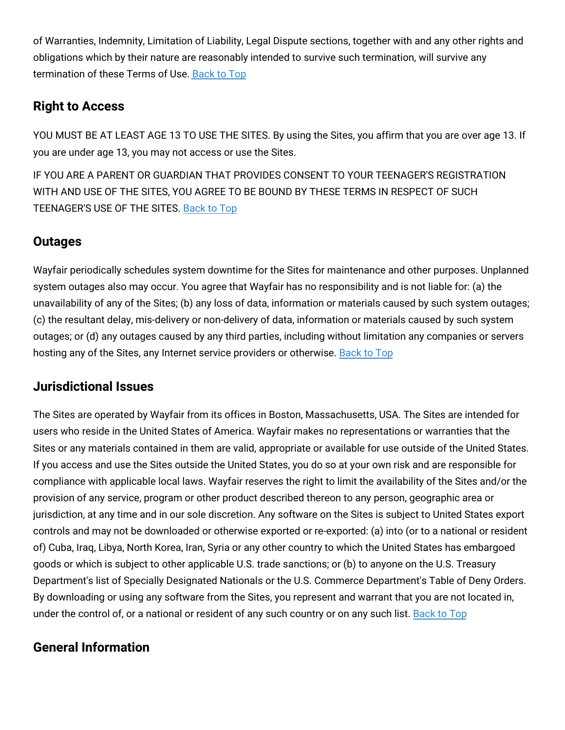of Warranties, Indemnity, Limitation of Liability, Legal Dispute sections, together with and any other rights and obligations which by their nature are reasonably intended to survive such termination, will survive any termination of these Terms of Use. Back to Top

## Right to Access

YOU MUST BE AT LEAST AGE 13 TO USE THE SITES. By using the Sites, you affirm that you are over age 13. If you are under age 13, you may not access or use the Sites.

IF YOU ARE A PARENT OR GUARDIAN THAT PROVIDES CONSENT TO YOUR TEENAGER'S REGISTRATION WITH AND USE OF THE SITES, YOU AGREE TO BE BOUND BY THESE TERMS IN RESPECT OF SUCH TEENAGER'S USE OF THE SITES. Back to Top

## Outages

Wayfair periodically schedules system downtime for the Sites for maintenance and other purposes. Unplanned system outages also may occur. You agree that Wayfair has no responsibility and is not liable for: (a) the unavailability of any of the Sites; (b) any loss of data, information or materials caused by such system outages; (c) the resultant delay, mis-delivery or non-delivery of data, information or materials caused by such system outages; or (d) any outages caused by any third parties, including without limitation any companies or servers hosting any of the Sites, any Internet service providers or otherwise. Back to Top

## Jurisdictional Issues

The Sites are operated by Wayfair from its offices in Boston, Massachusetts, USA. The Sites are intended for users who reside in the United States of America. Wayfair makes no representations or warranties that the Sites or any materials contained in them are valid, appropriate or available for use outside of the United States. If you access and use the Sites outside the United States, you do so at your own risk and are responsible for compliance with applicable local laws. Wayfair reserves the right to limit the availability of the Sites and/or the provision of any service, program or other product described thereon to any person, geographic area or jurisdiction, at any time and in our sole discretion. Any software on the Sites is subject to United States export controls and may not be downloaded or otherwise exported or re-exported: (a) into (or to a national or resident of) Cuba, Iraq, Libya, North Korea, Iran, Syria or any other country to which the United States has embargoed goods or which is subject to other applicable U.S. trade sanctions; or (b) to anyone on the U.S. Treasury Department's list of Specially Designated Nationals or the U.S. Commerce Department's Table of Deny Orders. By downloading or using any software from the Sites, you represent and warrant that you are not located in, under the control of, or a national or resident of any such country or on any such list. Back to Top

## General Information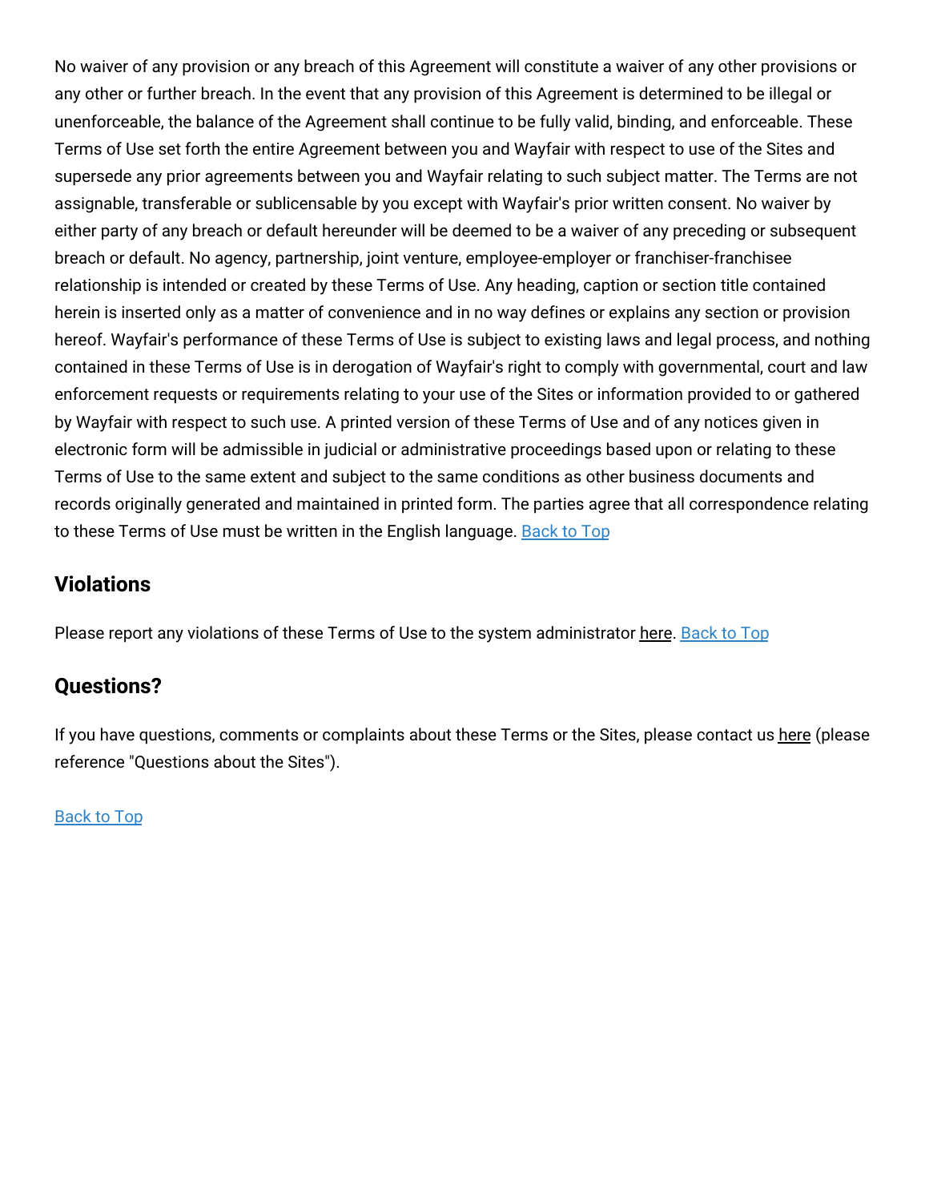No waiver of any provision or any breach of this Agreement will constitute a waiver of any other provisions or any other or further breach. In the event that any provision of this Agreement is determined to be illegal or unenforceable, the balance of the Agreement shall continue to be fully valid, binding, and enforceable. These Terms of Use set forth the entire Agreement between you and Wayfair with respect to use of the Sites and supersede any prior agreements between you and Wayfair relating to such subject matter. The Terms are not assignable, transferable or sublicensable by you except with Wayfair's prior written consent. No waiver by either party of any breach or default hereunder will be deemed to be a waiver of any preceding or subsequent breach or default. No agency, partnership, joint venture, employee-employer or franchiser-franchisee relationship is intended or created by these Terms of Use. Any heading, caption or section title contained herein is inserted only as a matter of convenience and in no way defines or explains any section or provision hereof. Wayfair's performance of these Terms of Use is subject to existing laws and legal process, and nothing contained in these Terms of Use is in derogation of Wayfair's right to comply with governmental, court and law enforcement requests or requirements relating to your use of the Sites or information provided to or gathered by Wayfair with respect to such use. A printed version of these Terms of Use and of any notices given in electronic form will be admissible in judicial or administrative proceedings based upon or relating to these Terms of Use to the same extent and subject to the same conditions as other business documents and records originally generated and maintained in printed form. The parties agree that all correspondence relating to these Terms of Use must be written in the English language. Back to Top

## Violations

Please report any violations of these Terms of Use to the system administrator here. Back to Top

## Questions?

If you have questions, comments or complaints about these Terms or the Sites, please contact us here (please reference "Questions about the Sites").

Back to Top